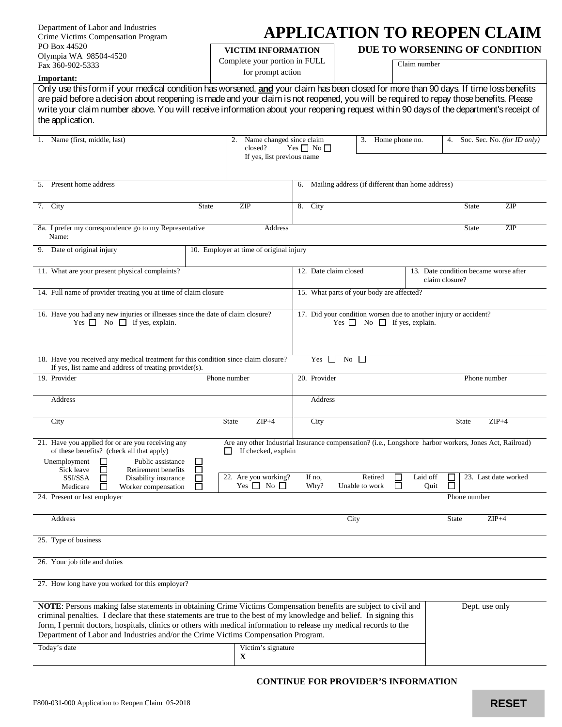Department of Labor and Industries
Crime Victims Compensation Program
PO Box 44520
Olympia WA 98504-4520
Fax 360-902-5333

# APPLICATION TO REOPEN CLAIM

## DUE TO WORSENING OF CONDITION

**VICTIM INFORMATION**
Complete your portion in FULL for prompt action

Claim number

**Important:**

Only use this form if your medical condition has worsened, **and** your claim has been closed for more than 90 days. If time loss benefits are paid before a decision about reopening is made and your claim is not reopened, you will be required to repay those benefits. Please write your claim number above. You will receive information about your reopening request within 90 days of the department's receipt of the application.

| | | | |
|---|---|---|---|
| 1. Name (first, middle, last) | 2. Name changed since claim closed? Yes ☐ No ☐ If yes, list previous name | 3. Home phone no. | 4. Soc. Sec. No. *(for ID only)* |

| | |
|---|---|
| 5. Present home address | 6. Mailing address (if different than home address) |
| 7. City State ZIP | 8. City State ZIP |
| 8a. I prefer my correspondence go to my Representative Name: | Address State ZIP |
| 9. Date of original injury | 10. Employer at time of original injury |
| 11. What are your present physical complaints? | 12. Date claim closed / 13. Date condition became worse after claim closure? |
| 14. Full name of provider treating you at time of claim closure | 15. What parts of your body are affected? |
| 16. Have you had any new injuries or illnesses since the date of claim closure? Yes ☐ No ☐ If yes, explain. | 17. Did your condition worsen due to another injury or accident? Yes ☐ No ☐ If yes, explain. |

18. Have you received any medical treatment for this condition since claim closure? Yes ☐ No ☐
If yes, list name and address of treating provider(s).

| | |
|---|---|
| 19. Provider Phone number | 20. Provider Phone number |
| Address | Address |
| City State ZIP+4 | City State ZIP+4 |

21. Have you applied for or are you receiving any of these benefits? (check all that apply)

| | | | |
|---|---|---|---|
| Unemployment ☐ | Public assistance ☐ | | |
| Sick leave ☐ | Retirement benefits ☐ | | |
| SSI/SSA ☐ | Disability insurance ☐ | | |
| Medicare ☐ | Worker compensation ☐ | | |

Are any other Industrial Insurance compensation? (i.e., Longshore harbor workers, Jones Act, Railroad)
☐ If checked, explain

22. Are you working? Yes ☐ No ☐ If no, Why? Retired ☐ Laid off ☐ Unable to work ☐ Quit ☐

23. Last date worked

24. Present or last employer Phone number

Address City State ZIP+4

25. Type of business

26. Your job title and duties

27. How long have you worked for this employer?

**NOTE**: Persons making false statements in obtaining Crime Victims Compensation benefits are subject to civil and criminal penalties. I declare that these statements are true to the best of my knowledge and belief. In signing this form, I permit doctors, hospitals, clinics or others with medical information to release my medical records to the Department of Labor and Industries and/or the Crime Victims Compensation Program.

Dept. use only

| Today's date | Victim's signature |
|---|---|
| | **X** |

**CONTINUE FOR PROVIDER'S INFORMATION**

F800-031-000 Application to Reopen Claim 05-2018

**RESET**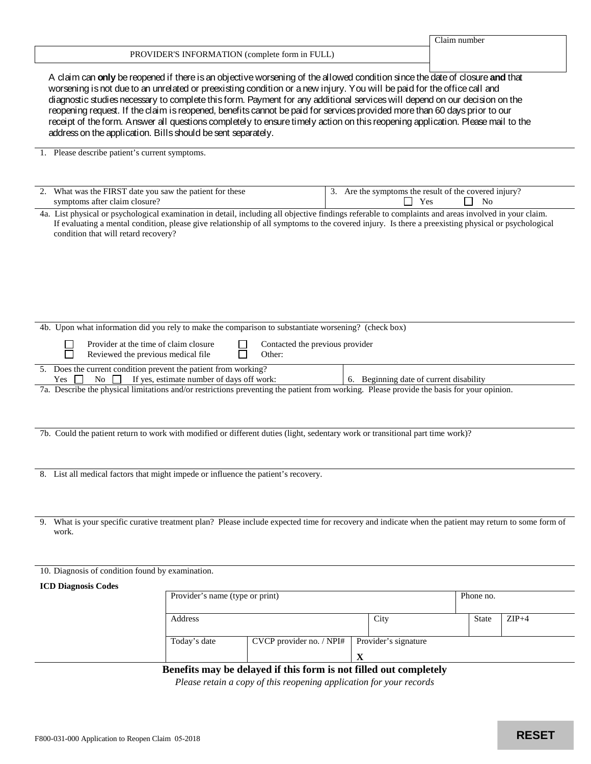| Claim number |
| --- |
| |

**PROVIDER'S INFORMATION (complete form in FULL)**

A claim can **only** be reopened if there is an objective worsening of the allowed condition since the date of closure **and** that worsening is not due to an unrelated or preexisting condition or a new injury. You will be paid for the office call and diagnostic studies necessary to complete this form. Payment for any additional services will depend on our decision on the reopening request. If the claim is reopened, benefits cannot be paid for services provided more than 60 days prior to our receipt of the form. Answer all questions completely to ensure timely action on this reopening application. Please mail to the address on the application. Bills should be sent separately.

1. Please describe patient's current symptoms.

| | |
| --- | --- |
| 2. What was the FIRST date you saw the patient for these symptoms after claim closure? | 3. Are the symptoms the result of the covered injury? ☐ Yes ☐ No |

4a. List physical or psychological examination in detail, including all objective findings referable to complaints and areas involved in your claim. If evaluating a mental condition, please give relationship of all symptoms to the covered injury. Is there a preexisting physical or psychological condition that will retard recovery?

4b. Upon what information did you rely to make the comparison to substantiate worsening? (check box)

☐ Provider at the time of claim closure ☐ Contacted the previous provider
☐ Reviewed the previous medical file ☐ Other:

| | |
| --- | --- |
| 5. Does the current condition prevent the patient from working? Yes ☐ No ☐ If yes, estimate number of days off work: | 6. Beginning date of current disability |

7a. Describe the physical limitations and/or restrictions preventing the patient from working. Please provide the basis for your opinion.

7b. Could the patient return to work with modified or different duties (light, sedentary work or transitional part time work)?

8. List all medical factors that might impede or influence the patient's recovery.

9. What is your specific curative treatment plan? Please include expected time for recovery and indicate when the patient may return to some form of work.

10. Diagnosis of condition found by examination.

**ICD Diagnosis Codes**

| | | | | | |
| --- | --- | --- | --- | --- | --- |
| Provider's name (type or print) | | | | Phone no. | |
| Address | | | City | State | ZIP+4 |
| Today's date | CVCP provider no. / NPI# | Provider's signature<br>**X** | | | |

**Benefits may be delayed if this form is not filled out completely**

*Please retain a copy of this reopening application for your records*

F800-031-000 Application to Reopen Claim 05-2018

**RESET**